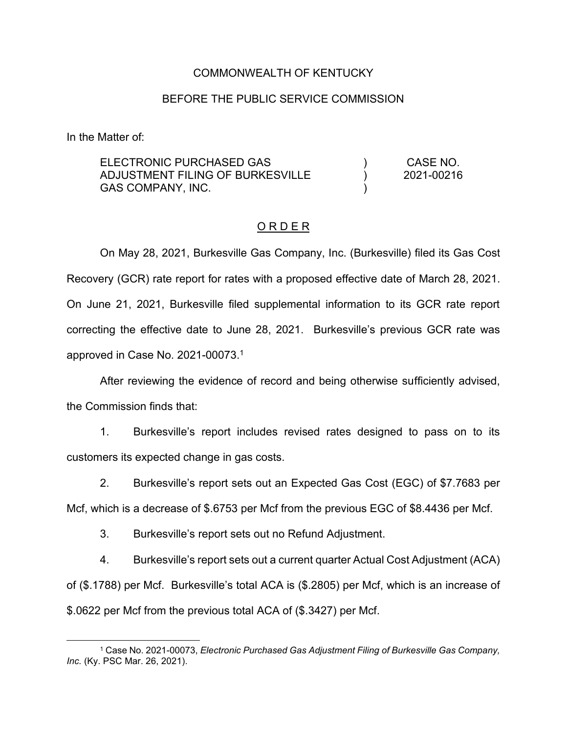COMMONWEALTH OF KENTUCKY

BEFORE THE PUBLIC SERVICE COMMISSION

In the Matter of:

| | | |
|---|---|---|
| ELECTRONIC PURCHASED GAS ADJUSTMENT FILING OF BURKESVILLE GAS COMPANY, INC. | ) ) ) | CASE NO. 2021-00216 |

## O R D E R

On May 28, 2021, Burkesville Gas Company, Inc. (Burkesville) filed its Gas Cost Recovery (GCR) rate report for rates with a proposed effective date of March 28, 2021. On June 21, 2021, Burkesville filed supplemental information to its GCR rate report correcting the effective date to June 28, 2021. Burkesville's previous GCR rate was approved in Case No. 2021-00073.[1]

After reviewing the evidence of record and being otherwise sufficiently advised, the Commission finds that:

1. Burkesville's report includes revised rates designed to pass on to its customers its expected change in gas costs.

2. Burkesville's report sets out an Expected Gas Cost (EGC) of $7.7683 per Mcf, which is a decrease of $.6753 per Mcf from the previous EGC of $8.4436 per Mcf.

3. Burkesville's report sets out no Refund Adjustment.

4. Burkesville's report sets out a current quarter Actual Cost Adjustment (ACA) of ($.1788) per Mcf. Burkesville's total ACA is ($.2805) per Mcf, which is an increase of $.0622 per Mcf from the previous total ACA of ($.3427) per Mcf.

---

[1] Case No. 2021-00073, *Electronic Purchased Gas Adjustment Filing of Burkesville Gas Company, Inc.* (Ky. PSC Mar. 26, 2021).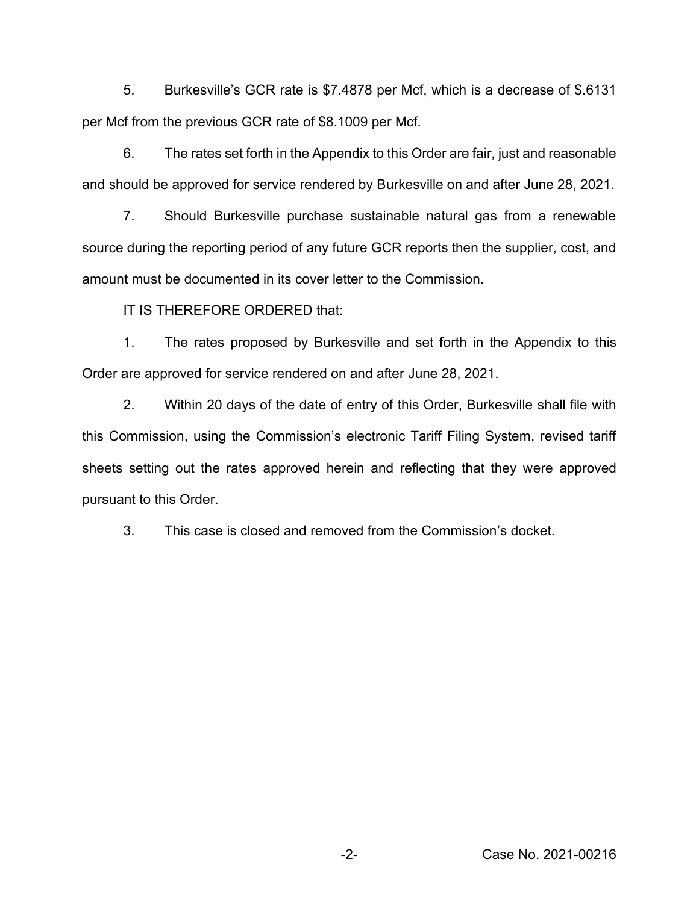5. Burkesville's GCR rate is $7.4878 per Mcf, which is a decrease of $.6131 per Mcf from the previous GCR rate of $8.1009 per Mcf.

6. The rates set forth in the Appendix to this Order are fair, just and reasonable and should be approved for service rendered by Burkesville on and after June 28, 2021.

7. Should Burkesville purchase sustainable natural gas from a renewable source during the reporting period of any future GCR reports then the supplier, cost, and amount must be documented in its cover letter to the Commission.

IT IS THEREFORE ORDERED that:

1. The rates proposed by Burkesville and set forth in the Appendix to this Order are approved for service rendered on and after June 28, 2021.

2. Within 20 days of the date of entry of this Order, Burkesville shall file with this Commission, using the Commission's electronic Tariff Filing System, revised tariff sheets setting out the rates approved herein and reflecting that they were approved pursuant to this Order.

3. This case is closed and removed from the Commission's docket.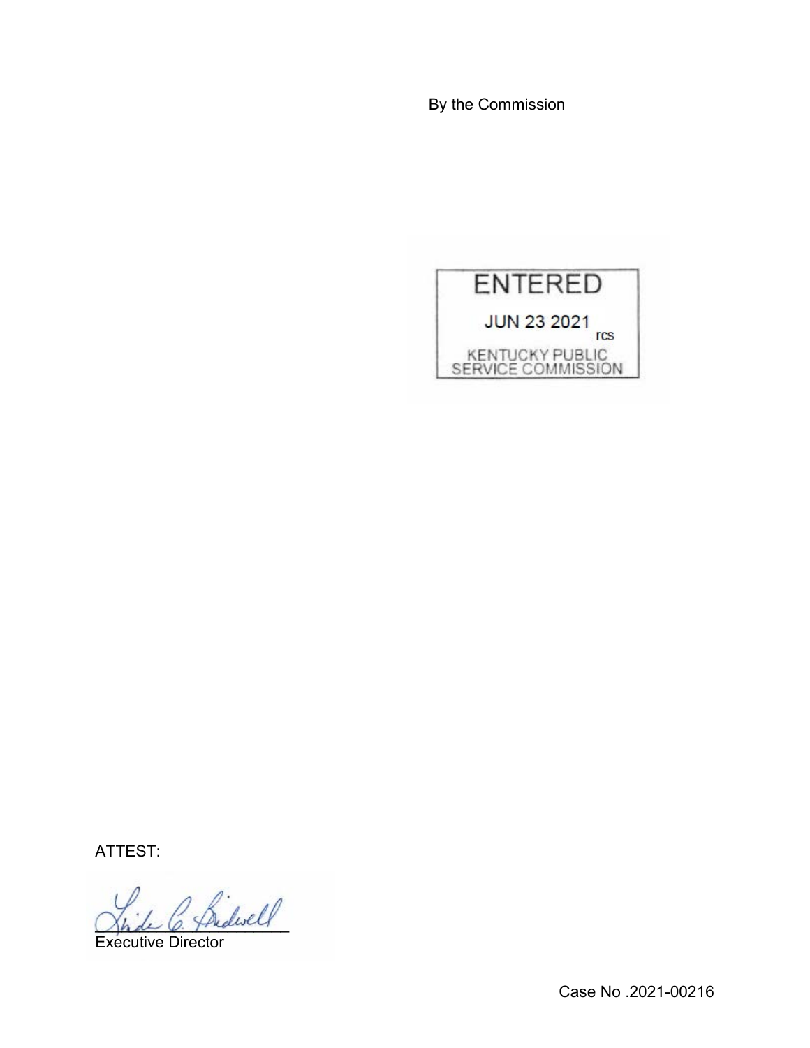By the Commission

ENTERED

JUN 23 2021

rcs

KENTUCKY PUBLIC SERVICE COMMISSION

ATTEST:

Executive Director

Case No .2021-00216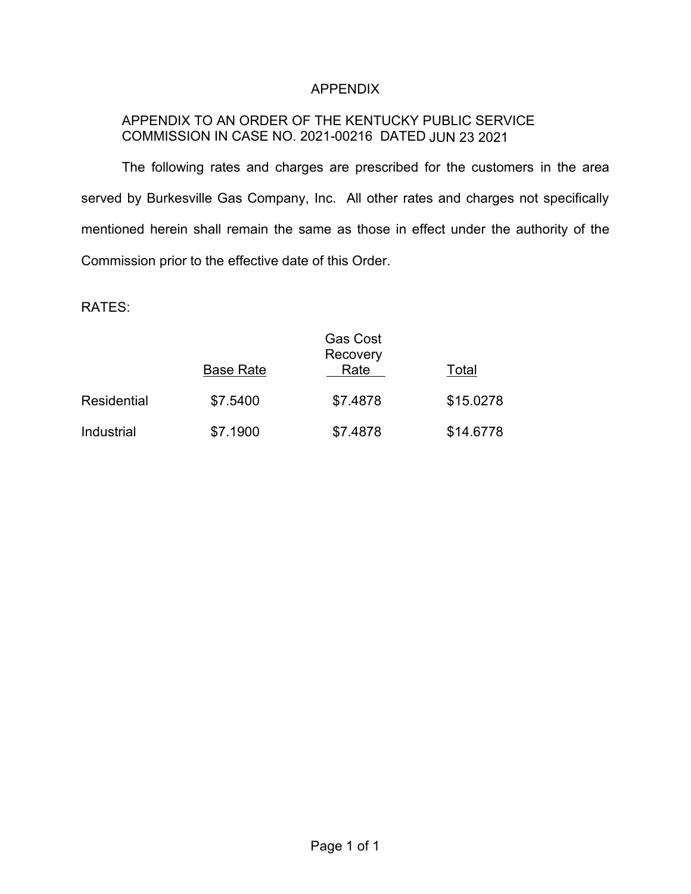# APPENDIX

APPENDIX TO AN ORDER OF THE KENTUCKY PUBLIC SERVICE COMMISSION IN CASE NO. 2021-00216 DATED JUN 23 2021

The following rates and charges are prescribed for the customers in the area served by Burkesville Gas Company, Inc. All other rates and charges not specifically mentioned herein shall remain the same as those in effect under the authority of the Commission prior to the effective date of this Order.

RATES:

| | Base Rate | Gas Cost Recovery Rate | Total |
|---|---|---|---|
| Residential | $7.5400 | $7.4878 | $15.0278 |
| Industrial | $7.1900 | $7.4878 | $14.6778 |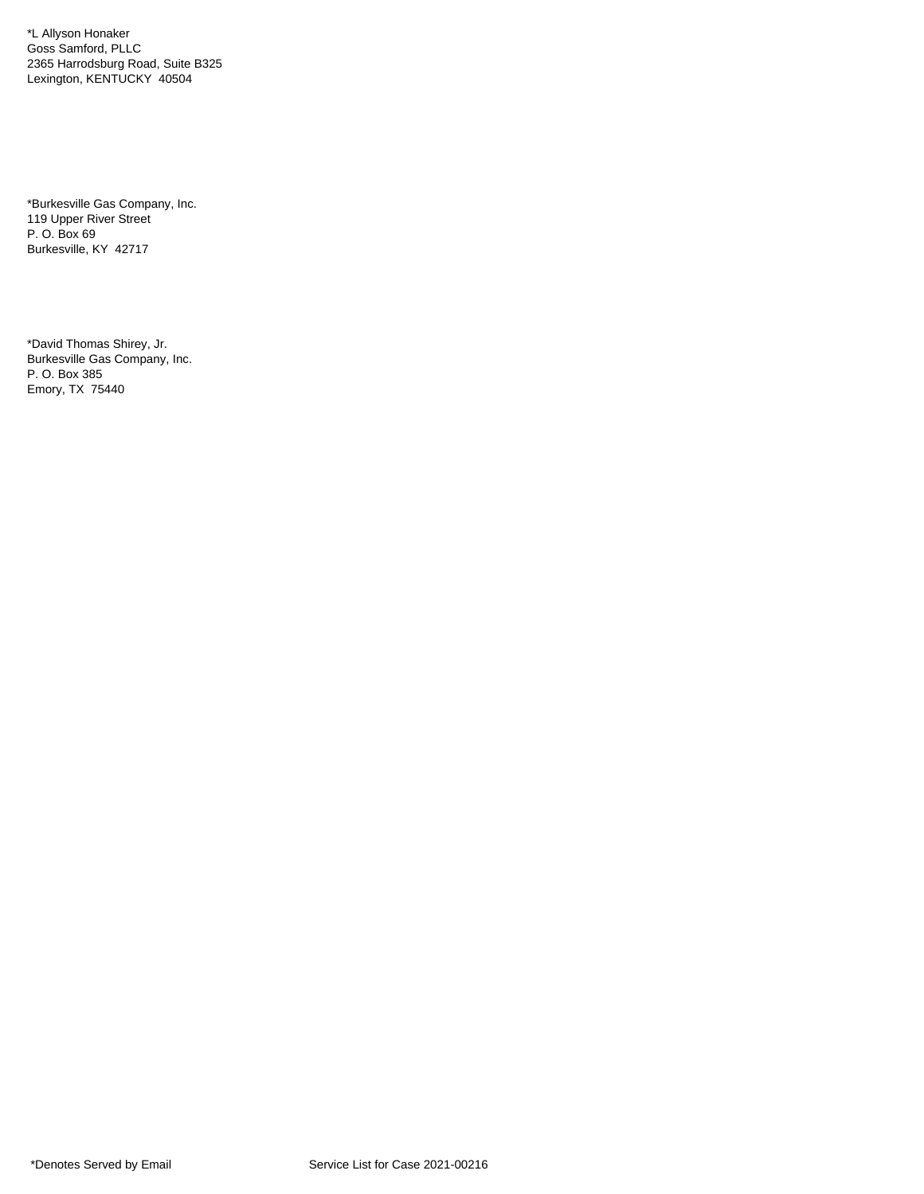*L Allyson Honaker
Goss Samford, PLLC
2365 Harrodsburg Road, Suite B325
Lexington, KENTUCKY 40504

*Burkesville Gas Company, Inc.
119 Upper River Street
P. O. Box 69
Burkesville, KY 42717

*David Thomas Shirey, Jr.
Burkesville Gas Company, Inc.
P. O. Box 385
Emory, TX 75440

*Denotes Served by Email

Service List for Case 2021-00216